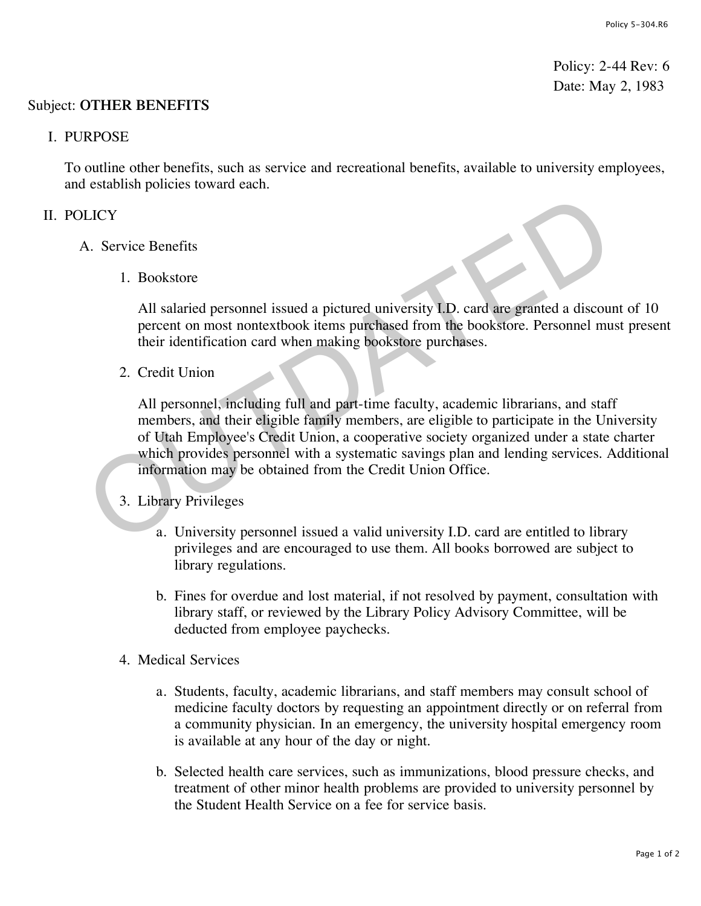Policy: 2-44 Rev: 6
Date: May 2, 1983

Subject: **OTHER BENEFITS**

I. PURPOSE

To outline other benefits, such as service and recreational benefits, available to university employees, and establish policies toward each.

II. POLICY

A. Service Benefits

1. Bookstore

All salaried personnel issued a pictured university I.D. card are granted a discount of 10 percent on most nontextbook items purchased from the bookstore. Personnel must present their identification card when making bookstore purchases.

2. Credit Union

All personnel, including full and part-time faculty, academic librarians, and staff members, and their eligible family members, are eligible to participate in the University of Utah Employee's Credit Union, a cooperative society organized under a state charter which provides personnel with a systematic savings plan and lending services. Additional information may be obtained from the Credit Union Office.

3. Library Privileges

a. University personnel issued a valid university I.D. card are entitled to library privileges and are encouraged to use them. All books borrowed are subject to library regulations.

b. Fines for overdue and lost material, if not resolved by payment, consultation with library staff, or reviewed by the Library Policy Advisory Committee, will be deducted from employee paychecks.

4. Medical Services

a. Students, faculty, academic librarians, and staff members may consult school of medicine faculty doctors by requesting an appointment directly or on referral from a community physician. In an emergency, the university hospital emergency room is available at any hour of the day or night.

b. Selected health care services, such as immunizations, blood pressure checks, and treatment of other minor health problems are provided to university personnel by the Student Health Service on a fee for service basis.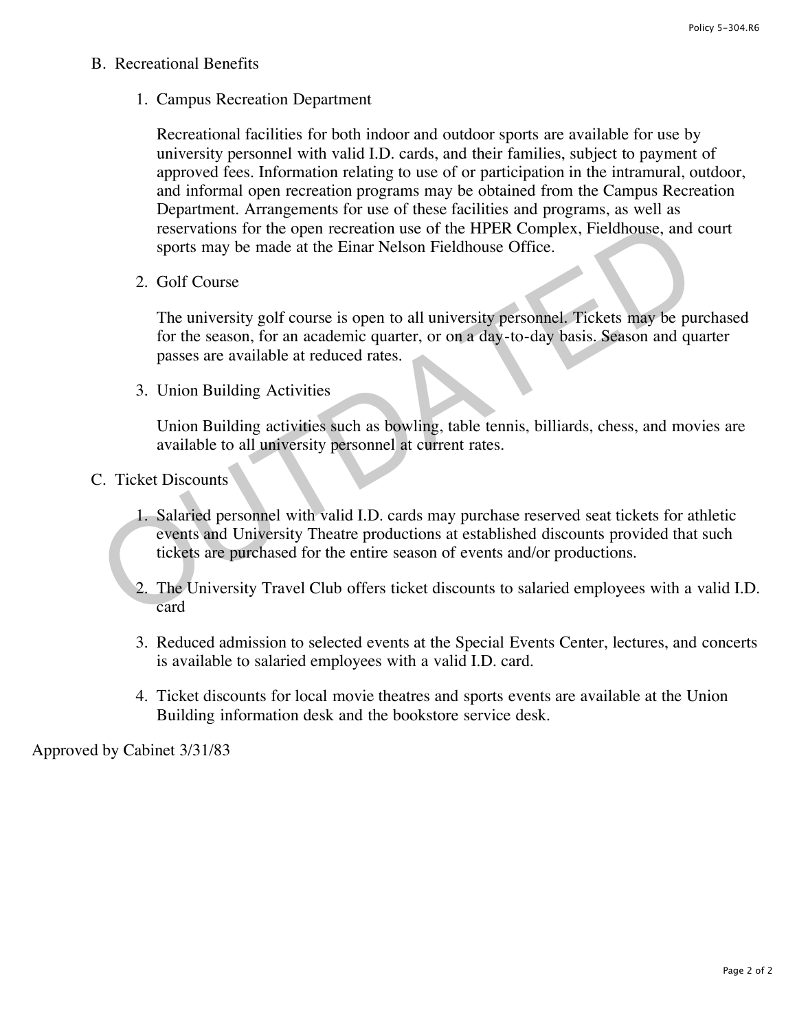B. Recreational Benefits

1. Campus Recreation Department

   Recreational facilities for both indoor and outdoor sports are available for use by university personnel with valid I.D. cards, and their families, subject to payment of approved fees. Information relating to use of or participation in the intramural, outdoor, and informal open recreation programs may be obtained from the Campus Recreation Department. Arrangements for use of these facilities and programs, as well as reservations for the open recreation use of the HPER Complex, Fieldhouse, and court sports may be made at the Einar Nelson Fieldhouse Office.

2. Golf Course

   The university golf course is open to all university personnel. Tickets may be purchased for the season, for an academic quarter, or on a day-to-day basis. Season and quarter passes are available at reduced rates.

3. Union Building Activities

   Union Building activities such as bowling, table tennis, billiards, chess, and movies are available to all university personnel at current rates.

C. Ticket Discounts

1. Salaried personnel with valid I.D. cards may purchase reserved seat tickets for athletic events and University Theatre productions at established discounts provided that such tickets are purchased for the entire season of events and/or productions.

2. The University Travel Club offers ticket discounts to salaried employees with a valid I.D. card

3. Reduced admission to selected events at the Special Events Center, lectures, and concerts is available to salaried employees with a valid I.D. card.

4. Ticket discounts for local movie theatres and sports events are available at the Union Building information desk and the bookstore service desk.

Approved by Cabinet 3/31/83

OUTDATED